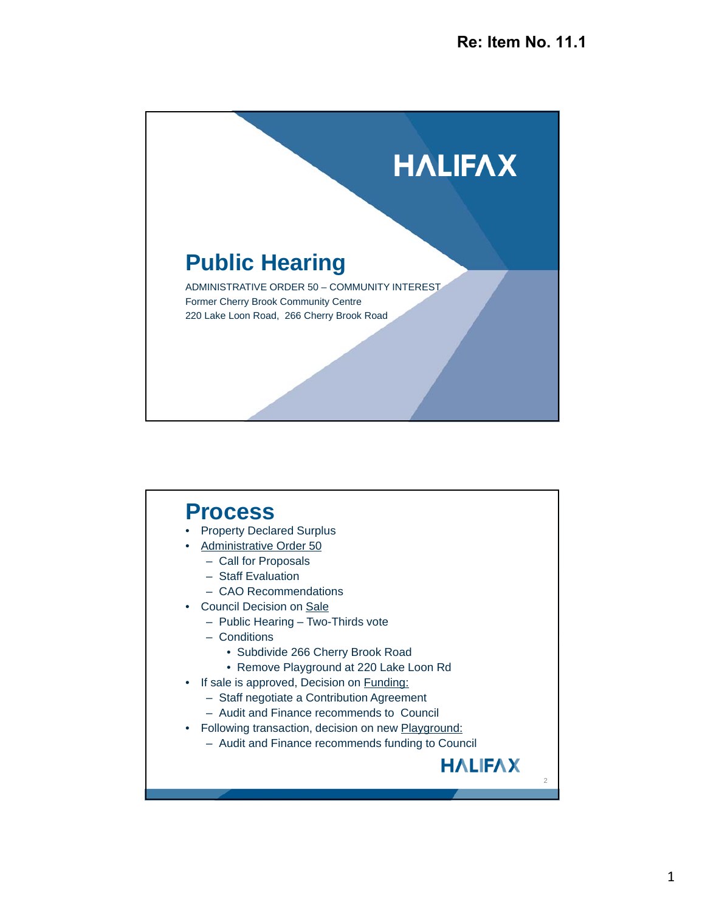Re: Item No. 11.1

# HALIFAX

## Public Hearing

ADMINISTRATIVE ORDER 50 – COMMUNITY INTEREST
Former Cherry Brook Community Centre
220 Lake Loon Road, 266 Cherry Brook Road

## Process

- Property Declared Surplus
- Administrative Order 50
  - Call for Proposals
  - Staff Evaluation
  - CAO Recommendations
- Council Decision on Sale
  - Public Hearing – Two-Thirds vote
  - Conditions
    - Subdivide 266 Cherry Brook Road
    - Remove Playground at 220 Lake Loon Rd
- If sale is approved, Decision on Funding:
  - Staff negotiate a Contribution Agreement
  - Audit and Finance recommends to Council
- Following transaction, decision on new Playground:
  - Audit and Finance recommends funding to Council

HALIFAX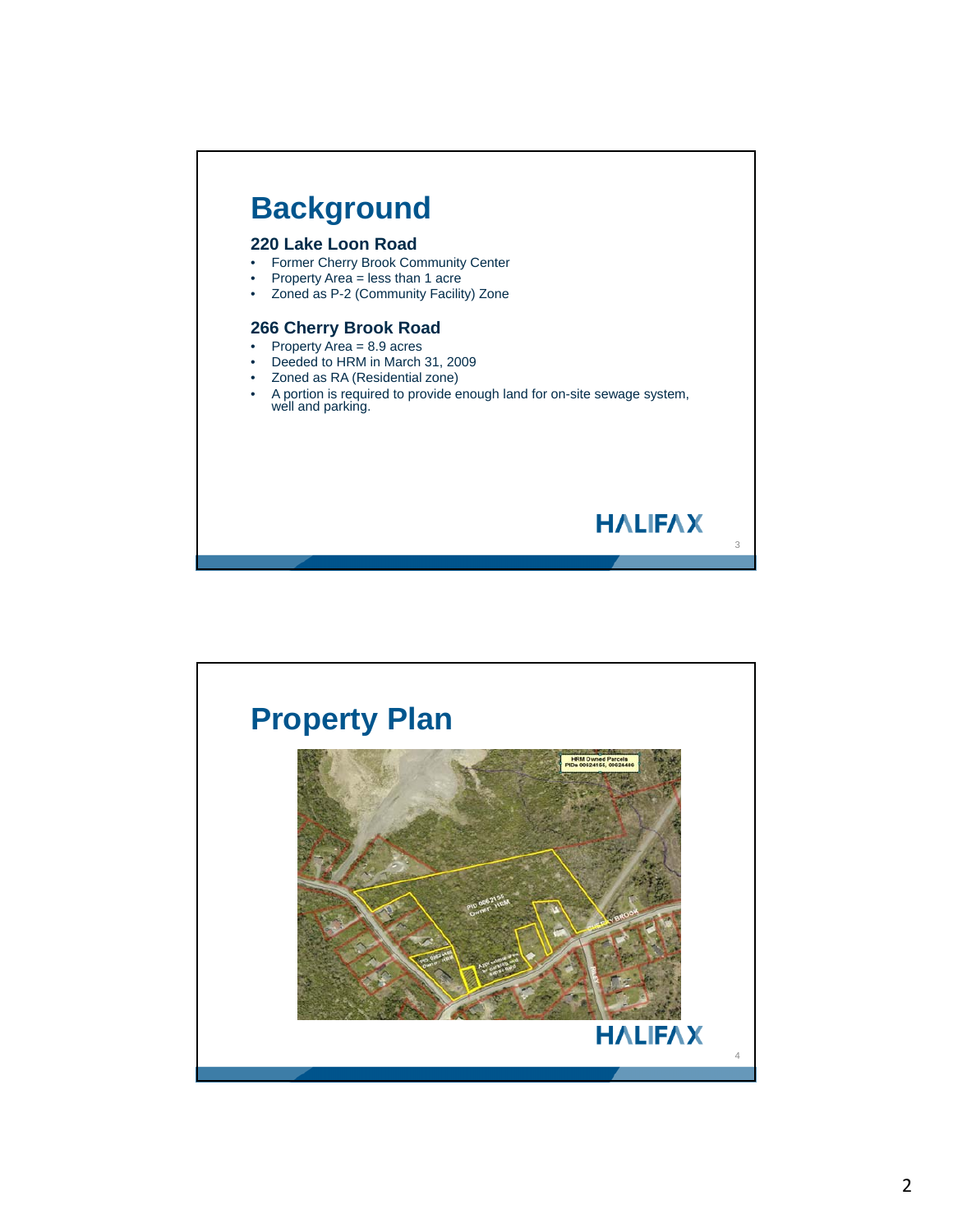## Background

### 220 Lake Loon Road

- Former Cherry Brook Community Center
- Property Area = less than 1 acre
- Zoned as P-2 (Community Facility) Zone

### 266 Cherry Brook Road

- Property Area = 8.9 acres
- Deeded to HRM in March 31, 2009
- Zoned as RA (Residential zone)
- A portion is required to provide enough land for on-site sewage system, well and parking.

## Property Plan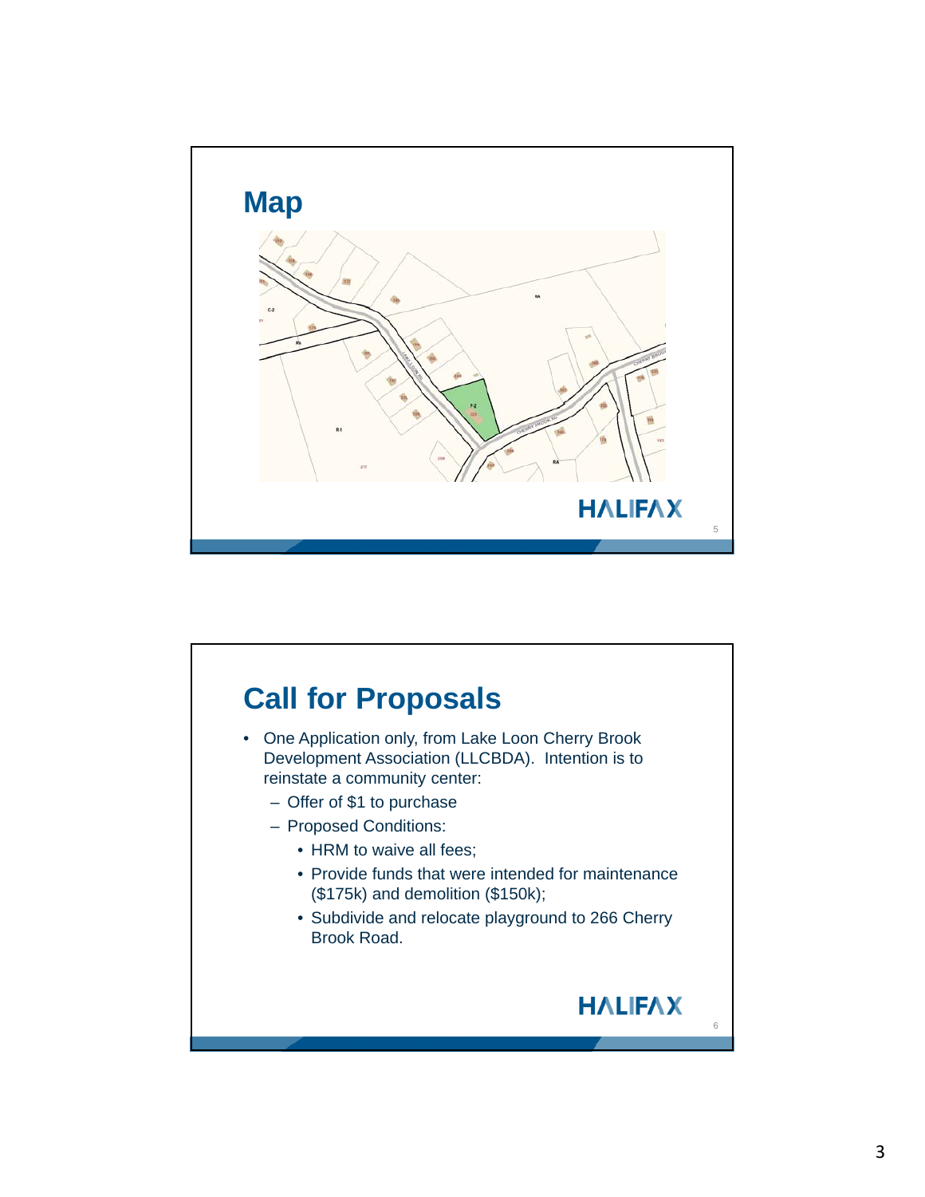## Map

## Call for Proposals

- One Application only, from Lake Loon Cherry Brook Development Association (LLCBDA). Intention is to reinstate a community center:
  - Offer of $1 to purchase
  - Proposed Conditions:
    - HRM to waive all fees;
    - Provide funds that were intended for maintenance ($175k) and demolition ($150k);
    - Subdivide and relocate playground to 266 Cherry Brook Road.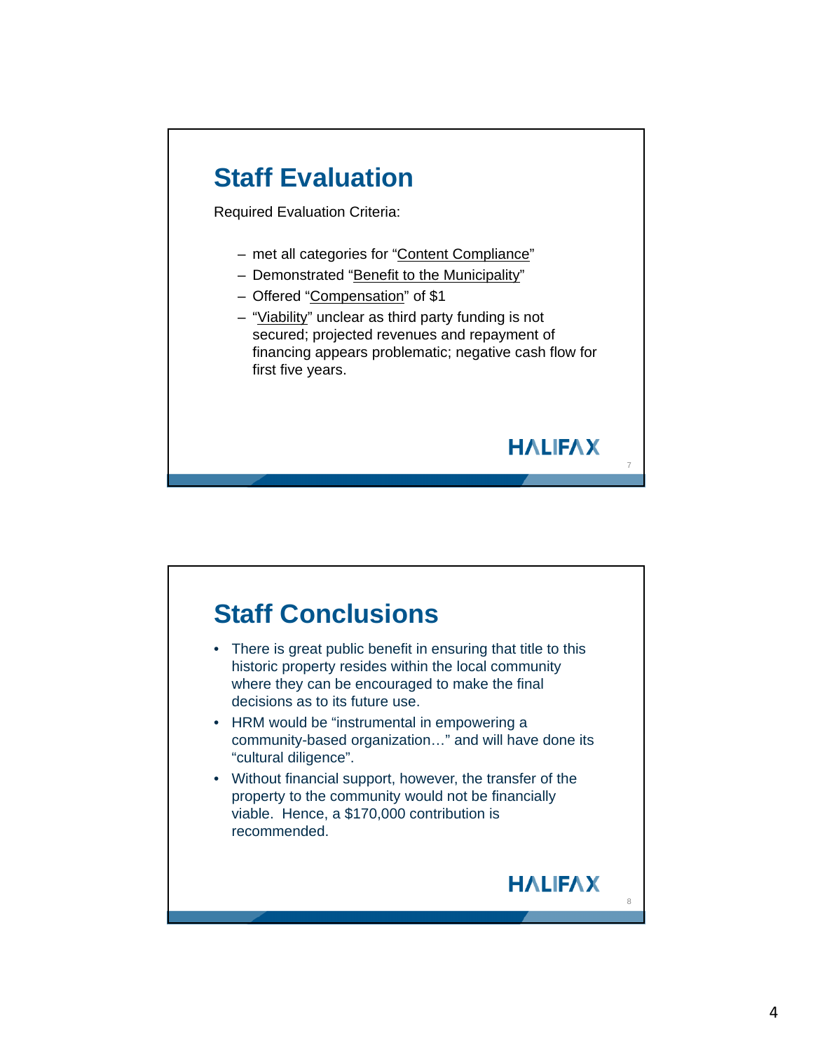## Staff Evaluation

Required Evaluation Criteria:

- met all categories for "Content Compliance"
- Demonstrated "Benefit to the Municipality"
- Offered "Compensation" of $1
- "Viability" unclear as third party funding is not secured; projected revenues and repayment of financing appears problematic; negative cash flow for first five years.

HALIFAX

## Staff Conclusions

- There is great public benefit in ensuring that title to this historic property resides within the local community where they can be encouraged to make the final decisions as to its future use.
- HRM would be "instrumental in empowering a community-based organization…" and will have done its "cultural diligence".
- Without financial support, however, the transfer of the property to the community would not be financially viable. Hence, a $170,000 contribution is recommended.

HALIFAX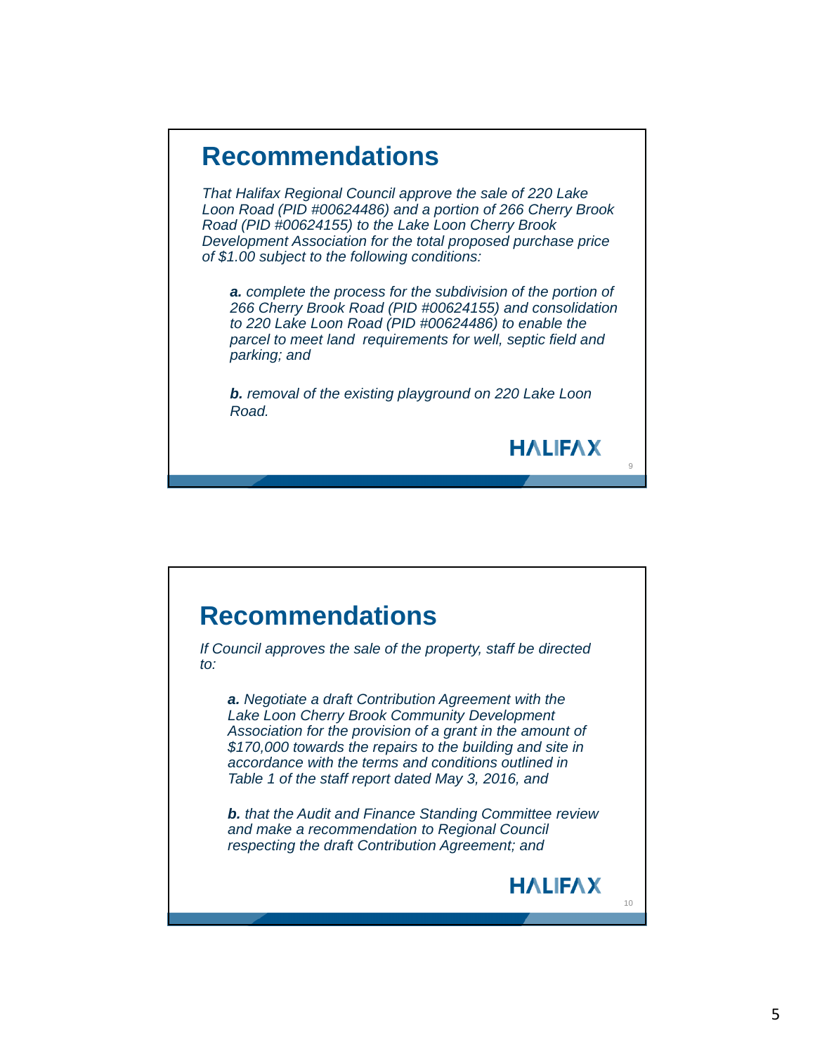## Recommendations

*That Halifax Regional Council approve the sale of 220 Lake Loon Road (PID #00624486) and a portion of 266 Cherry Brook Road (PID #00624155) to the Lake Loon Cherry Brook Development Association for the total proposed purchase price of $1.00 subject to the following conditions:*

> ***a.*** *complete the process for the subdivision of the portion of 266 Cherry Brook Road (PID #00624155) and consolidation to 220 Lake Loon Road (PID #00624486) to enable the parcel to meet land requirements for well, septic field and parking; and*
>
> ***b.*** *removal of the existing playground on 220 Lake Loon Road.*

HALIFAX

## Recommendations

*If Council approves the sale of the property, staff be directed to:*

> ***a.*** *Negotiate a draft Contribution Agreement with the Lake Loon Cherry Brook Community Development Association for the provision of a grant in the amount of $170,000 towards the repairs to the building and site in accordance with the terms and conditions outlined in Table 1 of the staff report dated May 3, 2016, and*
>
> ***b.*** *that the Audit and Finance Standing Committee review and make a recommendation to Regional Council respecting the draft Contribution Agreement; and*

HALIFAX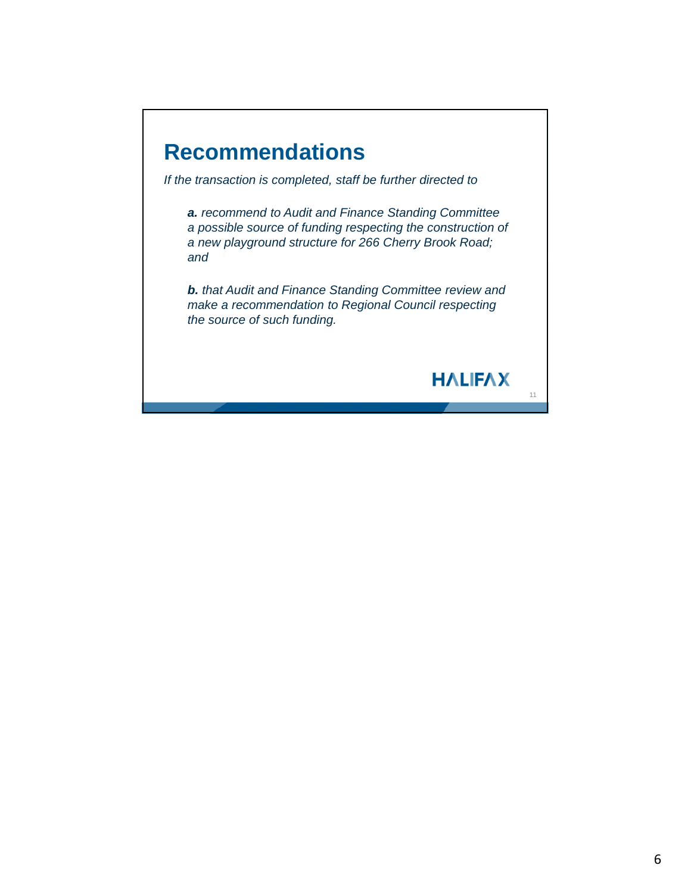## Recommendations

*If the transaction is completed, staff be further directed to*

***a.*** *recommend to Audit and Finance Standing Committee a possible source of funding respecting the construction of a new playground structure for 266 Cherry Brook Road; and*

***b.*** *that Audit and Finance Standing Committee review and make a recommendation to Regional Council respecting the source of such funding.*

HALIFAX